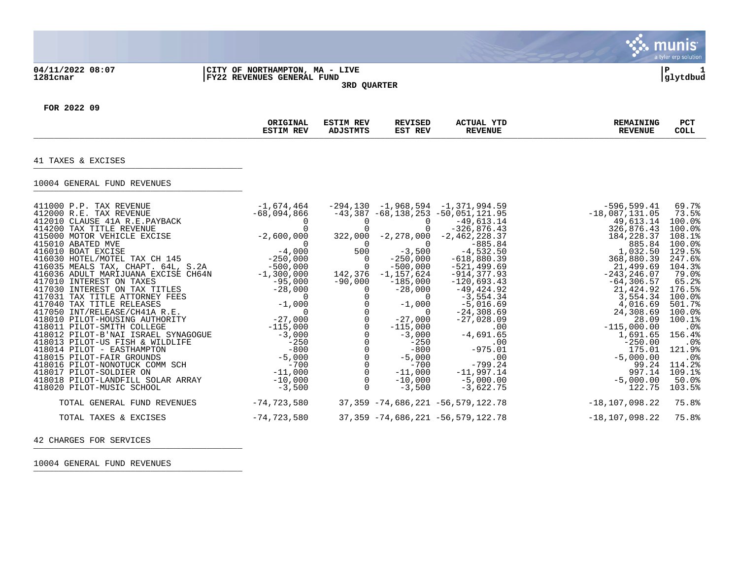04/11/2022 08:07
1281cnar

**CITY OF NORTHAMPTON, MA - LIVE**
**FY22 REVENUES GENERAL FUND**
**3RD QUARTER**

P 1
glytdbud

**FOR 2022 09**

| | ORIGINAL ESTIM REV | ESTIM REV ADJSTMTS | REVISED EST REV | ACTUAL YTD REVENUE | REMAINING REVENUE | PCT COLL |
|---|---|---|---|---|---|---|
| **41 TAXES & EXCISES** | | | | | | |
| **10004 GENERAL FUND REVENUES** | | | | | | |
| 411000 P.P. TAX REVENUE | -1,674,464 | -294,130 | -1,968,594 | -1,371,994.59 | -596,599.41 | 69.7% |
| 412000 R.E. TAX REVENUE | -68,094,866 | -43,387 | -68,138,253 | -50,051,121.95 | -18,087,131.05 | 73.5% |
| 412010 CLAUSE 41A R.E.PAYBACK | 0 | 0 | 0 | -49,613.14 | 49,613.14 | 100.0% |
| 414200 TAX TITLE REVENUE | 0 | 0 | 0 | -326,876.43 | 326,876.43 | 100.0% |
| 415000 MOTOR VEHICLE EXCISE | -2,600,000 | 322,000 | -2,278,000 | -2,462,228.37 | 184,228.37 | 108.1% |
| 415010 ABATED MVE | 0 | 0 | 0 | -885.84 | 885.84 | 100.0% |
| 416010 BOAT EXCISE | -4,000 | 500 | -3,500 | -4,532.50 | 1,032.50 | 129.5% |
| 416030 HOTEL/MOTEL TAX CH 145 | -250,000 | 0 | -250,000 | -618,880.39 | 368,880.39 | 247.6% |
| 416035 MEALS TAX, CHAPT. 64L, S.2A | -500,000 | 0 | -500,000 | -521,499.69 | 21,499.69 | 104.3% |
| 416036 ADULT MARIJUANA EXCISE CH64N | -1,300,000 | 142,376 | -1,157,624 | -914,377.93 | -243,246.07 | 79.0% |
| 417010 INTEREST ON TAXES | -95,000 | -90,000 | -185,000 | -120,693.43 | -64,306.57 | 65.2% |
| 417030 INTEREST ON TAX TITLES | -28,000 | 0 | -28,000 | -49,424.92 | 21,424.92 | 176.5% |
| 417031 TAX TITLE ATTORNEY FEES | 0 | 0 | 0 | -3,554.34 | 3,554.34 | 100.0% |
| 417040 TAX TITLE RELEASES | -1,000 | 0 | -1,000 | -5,016.69 | 4,016.69 | 501.7% |
| 417050 INT/RELEASE/CH41A R.E. | 0 | 0 | 0 | -24,308.69 | 24,308.69 | 100.0% |
| 418010 PILOT-HOUSING AUTHORITY | -27,000 | 0 | -27,000 | -27,028.09 | 28.09 | 100.1% |
| 418011 PILOT-SMITH COLLEGE | -115,000 | 0 | -115,000 | .00 | -115,000.00 | .0% |
| 418012 PILOT-B'NAI ISRAEL SYNAGOGUE | -3,000 | 0 | -3,000 | -4,691.65 | 1,691.65 | 156.4% |
| 418013 PILOT-US FISH & WILDLIFE | -250 | 0 | -250 | .00 | -250.00 | .0% |
| 418014 PILOT - EASTHAMPTON | -800 | 0 | -800 | -975.01 | 175.01 | 121.9% |
| 418015 PILOT-FAIR GROUNDS | -5,000 | 0 | -5,000 | .00 | -5,000.00 | .0% |
| 418016 PILOT-NONOTUCK COMM SCH | -700 | 0 | -700 | -799.24 | 99.24 | 114.2% |
| 418017 PILOT-SOLDIER ON | -11,000 | 0 | -11,000 | -11,997.14 | 997.14 | 109.1% |
| 418018 PILOT-LANDFILL SOLAR ARRAY | -10,000 | 0 | -10,000 | -5,000.00 | -5,000.00 | 50.0% |
| 418020 PILOT-MUSIC SCHOOL | -3,500 | 0 | -3,500 | -3,622.75 | 122.75 | 103.5% |
| TOTAL GENERAL FUND REVENUES | -74,723,580 | 37,359 | -74,686,221 | -56,579,122.78 | -18,107,098.22 | 75.8% |
| TOTAL TAXES & EXCISES | -74,723,580 | 37,359 | -74,686,221 | -56,579,122.78 | -18,107,098.22 | 75.8% |

**42 CHARGES FOR SERVICES**

**10004 GENERAL FUND REVENUES**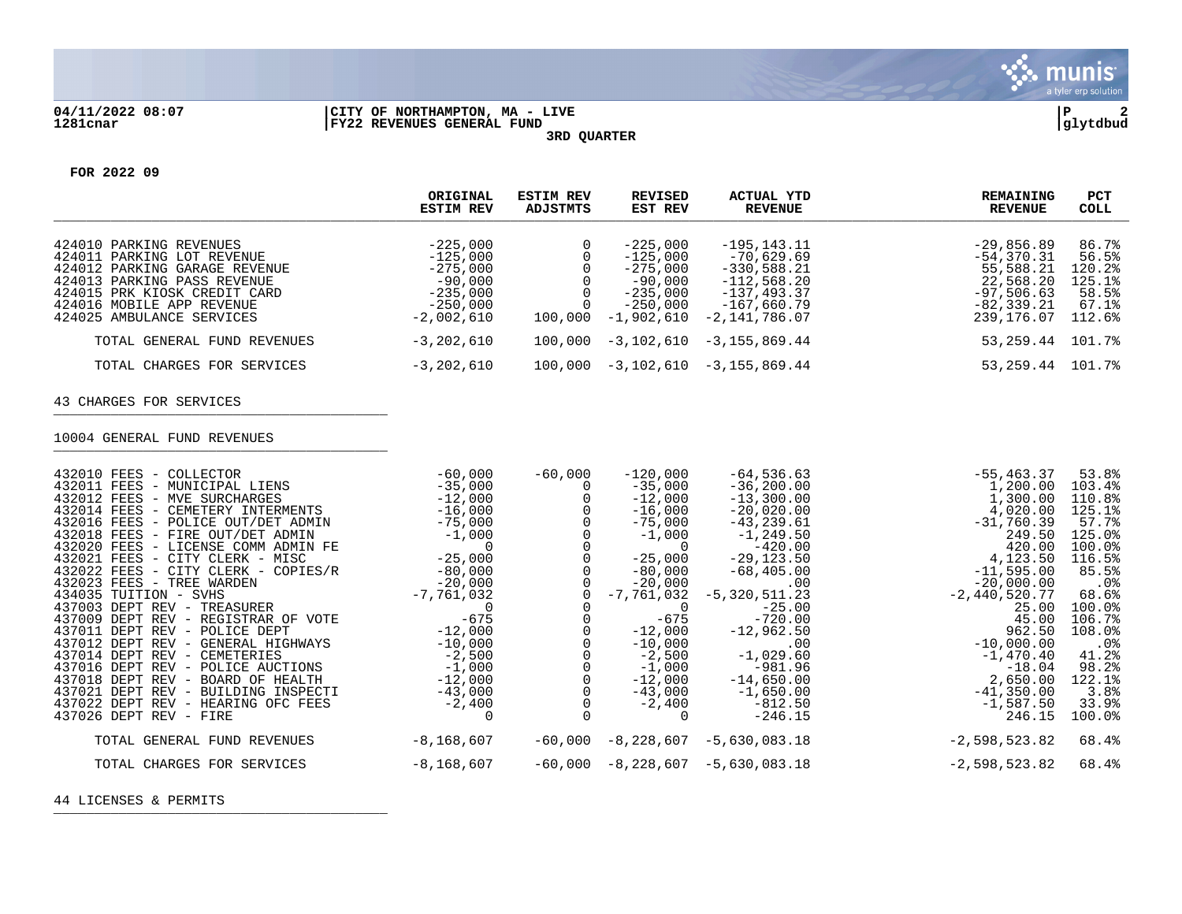04/11/2022 08:07 | CITY OF NORTHAMPTON, MA - LIVE
1281cnar | FY22 REVENUES GENERAL FUND
3RD QUARTER

**FOR 2022 09**

| | ORIGINAL ESTIM REV | ESTIM REV ADJSTMTS | REVISED EST REV | ACTUAL YTD REVENUE | REMAINING REVENUE | PCT COLL |
|---|---|---|---|---|---|---|
| 424010 PARKING REVENUES | -225,000 | 0 | -225,000 | -195,143.11 | -29,856.89 | 86.7% |
| 424011 PARKING LOT REVENUE | -125,000 | 0 | -125,000 | -70,629.69 | -54,370.31 | 56.5% |
| 424012 PARKING GARAGE REVENUE | -275,000 | 0 | -275,000 | -330,588.21 | 55,588.21 | 120.2% |
| 424013 PARKING PASS REVENUE | -90,000 | 0 | -90,000 | -112,568.20 | 22,568.20 | 125.1% |
| 424015 PRK KIOSK CREDIT CARD | -235,000 | 0 | -235,000 | -137,493.37 | -97,506.63 | 58.5% |
| 424016 MOBILE APP REVENUE | -250,000 | 0 | -250,000 | -167,660.79 | -82,339.21 | 67.1% |
| 424025 AMBULANCE SERVICES | -2,002,610 | 100,000 | -1,902,610 | -2,141,786.07 | 239,176.07 | 112.6% |
| TOTAL GENERAL FUND REVENUES | -3,202,610 | 100,000 | -3,102,610 | -3,155,869.44 | 53,259.44 | 101.7% |
| TOTAL CHARGES FOR SERVICES | -3,202,610 | 100,000 | -3,102,610 | -3,155,869.44 | 53,259.44 | 101.7% |

43 CHARGES FOR SERVICES

10004 GENERAL FUND REVENUES

| | ORIGINAL ESTIM REV | ESTIM REV ADJSTMTS | REVISED EST REV | ACTUAL YTD REVENUE | REMAINING REVENUE | PCT COLL |
|---|---|---|---|---|---|---|
| 432010 FEES - COLLECTOR | -60,000 | -60,000 | -120,000 | -64,536.63 | -55,463.37 | 53.8% |
| 432011 FEES - MUNICIPAL LIENS | -35,000 | 0 | -35,000 | -36,200.00 | 1,200.00 | 103.4% |
| 432012 FEES - MVE SURCHARGES | -12,000 | 0 | -12,000 | -13,300.00 | 1,300.00 | 110.8% |
| 432014 FEES - CEMETERY INTERMENTS | -16,000 | 0 | -16,000 | -20,020.00 | 4,020.00 | 125.1% |
| 432016 FEES - POLICE OUT/DET ADMIN | -75,000 | 0 | -75,000 | -43,239.61 | -31,760.39 | 57.7% |
| 432018 FEES - FIRE OUT/DET ADMIN | -1,000 | 0 | -1,000 | -1,249.50 | 249.50 | 125.0% |
| 432020 FEES - LICENSE COMM ADMIN FE | 0 | 0 | 0 | -420.00 | 420.00 | 100.0% |
| 432021 FEES - CITY CLERK - MISC | -25,000 | 0 | -25,000 | -29,123.50 | 4,123.50 | 116.5% |
| 432022 FEES - CITY CLERK - COPIES/R | -80,000 | 0 | -80,000 | -68,405.00 | -11,595.00 | 85.5% |
| 432023 FEES - TREE WARDEN | -20,000 | 0 | -20,000 | .00 | -20,000.00 | .0% |
| 434035 TUITION - SVHS | -7,761,032 | 0 | -7,761,032 | -5,320,511.23 | -2,440,520.77 | 68.6% |
| 437003 DEPT REV - TREASURER | 0 | 0 | 0 | -25.00 | 25.00 | 100.0% |
| 437009 DEPT REV - REGISTRAR OF VOTE | -675 | 0 | -675 | -720.00 | 45.00 | 106.7% |
| 437011 DEPT REV - POLICE DEPT | -12,000 | 0 | -12,000 | -12,962.50 | 962.50 | 108.0% |
| 437012 DEPT REV - GENERAL HIGHWAYS | -10,000 | 0 | -10,000 | .00 | -10,000.00 | .0% |
| 437014 DEPT REV - CEMETERIES | -2,500 | 0 | -2,500 | -1,029.60 | -1,470.40 | 41.2% |
| 437016 DEPT REV - POLICE AUCTIONS | -1,000 | 0 | -1,000 | -981.96 | -18.04 | 98.2% |
| 437018 DEPT REV - BOARD OF HEALTH | -12,000 | 0 | -12,000 | -14,650.00 | 2,650.00 | 122.1% |
| 437021 DEPT REV - BUILDING INSPECTI | -43,000 | 0 | -43,000 | -1,650.00 | -41,350.00 | 3.8% |
| 437022 DEPT REV - HEARING OFC FEES | -2,400 | 0 | -2,400 | -812.50 | -1,587.50 | 33.9% |
| 437026 DEPT REV - FIRE | 0 | 0 | 0 | -246.15 | 246.15 | 100.0% |
| TOTAL GENERAL FUND REVENUES | -8,168,607 | -60,000 | -8,228,607 | -5,630,083.18 | -2,598,523.82 | 68.4% |
| TOTAL CHARGES FOR SERVICES | -8,168,607 | -60,000 | -8,228,607 | -5,630,083.18 | -2,598,523.82 | 68.4% |

44 LICENSES & PERMITS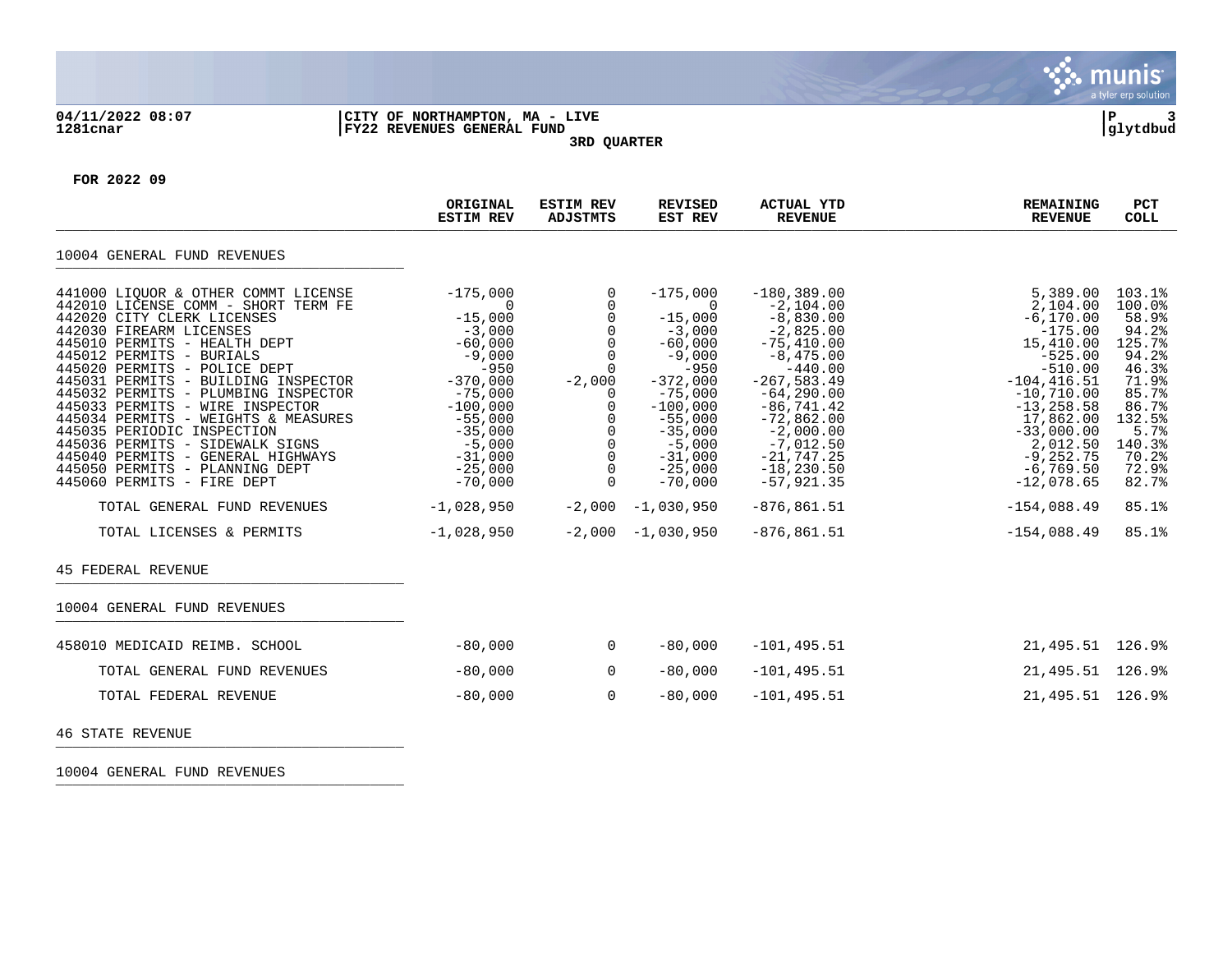04/11/2022 08:07 | CITY OF NORTHAMPTON, MA - LIVE | P 3
1281cnar | FY22 REVENUES GENERAL FUND | glytdbud

3RD QUARTER

FOR 2022 09

| | ORIGINAL ESTIM REV | ESTIM REV ADJSTMTS | REVISED EST REV | ACTUAL YTD REVENUE | REMAINING REVENUE | PCT COLL |
|---|---|---|---|---|---|---|
| **10004 GENERAL FUND REVENUES** | | | | | | |
| 441000 LIQUOR & OTHER COMMT LICENSE | -175,000 | 0 | -175,000 | -180,389.00 | 5,389.00 | 103.1% |
| 442010 LICENSE COMM - SHORT TERM FE | 0 | 0 | 0 | -2,104.00 | 2,104.00 | 100.0% |
| 442020 CITY CLERK LICENSES | -15,000 | 0 | -15,000 | -8,830.00 | -6,170.00 | 58.9% |
| 442030 FIREARM LICENSES | -3,000 | 0 | -3,000 | -2,825.00 | -175.00 | 94.2% |
| 445010 PERMITS - HEALTH DEPT | -60,000 | 0 | -60,000 | -75,410.00 | 15,410.00 | 125.7% |
| 445012 PERMITS - BURIALS | -9,000 | 0 | -9,000 | -8,475.00 | -525.00 | 94.2% |
| 445020 PERMITS - POLICE DEPT | -950 | 0 | -950 | -440.00 | -510.00 | 46.3% |
| 445031 PERMITS - BUILDING INSPECTOR | -370,000 | -2,000 | -372,000 | -267,583.49 | -104,416.51 | 71.9% |
| 445032 PERMITS - PLUMBING INSPECTOR | -75,000 | 0 | -75,000 | -64,290.00 | -10,710.00 | 85.7% |
| 445033 PERMITS - WIRE INSPECTOR | -100,000 | 0 | -100,000 | -86,741.42 | -13,258.58 | 86.7% |
| 445034 PERMITS - WEIGHTS & MEASURES | -55,000 | 0 | -55,000 | -72,862.00 | 17,862.00 | 132.5% |
| 445035 PERIODIC INSPECTION | -35,000 | 0 | -35,000 | -2,000.00 | -33,000.00 | 5.7% |
| 445036 PERMITS - SIDEWALK SIGNS | -5,000 | 0 | -5,000 | -7,012.50 | 2,012.50 | 140.3% |
| 445040 PERMITS - GENERAL HIGHWAYS | -31,000 | 0 | -31,000 | -21,747.25 | -9,252.75 | 70.2% |
| 445050 PERMITS - PLANNING DEPT | -25,000 | 0 | -25,000 | -18,230.50 | -6,769.50 | 72.9% |
| 445060 PERMITS - FIRE DEPT | -70,000 | 0 | -70,000 | -57,921.35 | -12,078.65 | 82.7% |
| TOTAL GENERAL FUND REVENUES | -1,028,950 | -2,000 | -1,030,950 | -876,861.51 | -154,088.49 | 85.1% |
| TOTAL LICENSES & PERMITS | -1,028,950 | -2,000 | -1,030,950 | -876,861.51 | -154,088.49 | 85.1% |
| **45 FEDERAL REVENUE** | | | | | | |
| **10004 GENERAL FUND REVENUES** | | | | | | |
| 458010 MEDICAID REIMB. SCHOOL | -80,000 | 0 | -80,000 | -101,495.51 | 21,495.51 | 126.9% |
| TOTAL GENERAL FUND REVENUES | -80,000 | 0 | -80,000 | -101,495.51 | 21,495.51 | 126.9% |
| TOTAL FEDERAL REVENUE | -80,000 | 0 | -80,000 | -101,495.51 | 21,495.51 | 126.9% |
| **46 STATE REVENUE** | | | | | | |
| **10004 GENERAL FUND REVENUES** | | | | | | |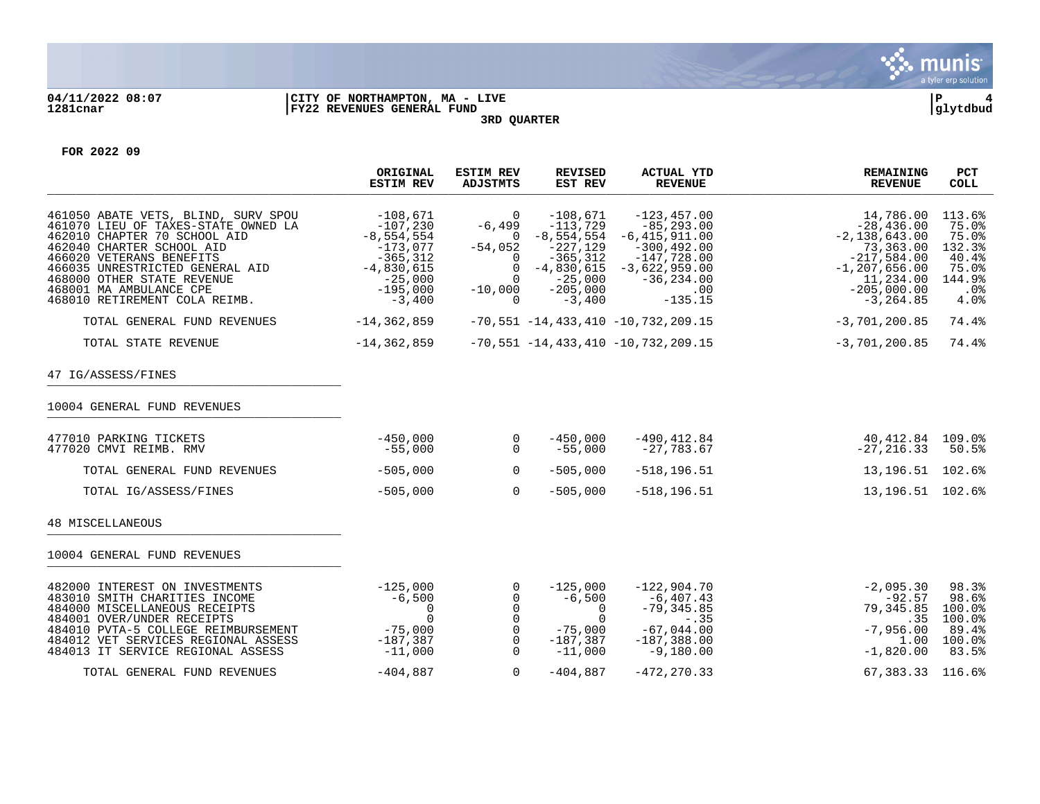04/11/2022 08:07 | CITY OF NORTHAMPTON, MA - LIVE
1281cnar | FY22 REVENUES GENERAL FUND
3RD QUARTER

**FOR 2022 09**

| | ORIGINAL ESTIM REV | ESTIM REV ADJSTMTS | REVISED EST REV | ACTUAL YTD REVENUE | REMAINING REVENUE | PCT COLL |
|---|---|---|---|---|---|---|
| 461050 ABATE VETS, BLIND, SURV SPOU | -108,671 | 0 | -108,671 | -123,457.00 | 14,786.00 | 113.6% |
| 461070 LIEU OF TAXES-STATE OWNED LA | -107,230 | -6,499 | -113,729 | -85,293.00 | -28,436.00 | 75.0% |
| 462010 CHAPTER 70 SCHOOL AID | -8,554,554 | 0 | -8,554,554 | -6,415,911.00 | -2,138,643.00 | 75.0% |
| 462040 CHARTER SCHOOL AID | -173,077 | -54,052 | -227,129 | -300,492.00 | 73,363.00 | 132.3% |
| 466020 VETERANS BENEFITS | -365,312 | 0 | -365,312 | -147,728.00 | -217,584.00 | 40.4% |
| 466035 UNRESTRICTED GENERAL AID | -4,830,615 | 0 | -4,830,615 | -3,622,959.00 | -1,207,656.00 | 75.0% |
| 468000 OTHER STATE REVENUE | -25,000 | 0 | -25,000 | -36,234.00 | 11,234.00 | 144.9% |
| 468001 MA AMBULANCE CPE | -195,000 | -10,000 | -205,000 | .00 | -205,000.00 | .0% |
| 468010 RETIREMENT COLA REIMB. | -3,400 | 0 | -3,400 | -135.15 | -3,264.85 | 4.0% |
| TOTAL GENERAL FUND REVENUES | -14,362,859 | -70,551 | -14,433,410 | -10,732,209.15 | -3,701,200.85 | 74.4% |
| TOTAL STATE REVENUE | -14,362,859 | -70,551 | -14,433,410 | -10,732,209.15 | -3,701,200.85 | 74.4% |
| **47 IG/ASSESS/FINES** | | | | | | |
| **10004 GENERAL FUND REVENUES** | | | | | | |
| 477010 PARKING TICKETS | -450,000 | 0 | -450,000 | -490,412.84 | 40,412.84 | 109.0% |
| 477020 CMVI REIMB. RMV | -55,000 | 0 | -55,000 | -27,783.67 | -27,216.33 | 50.5% |
| TOTAL GENERAL FUND REVENUES | -505,000 | 0 | -505,000 | -518,196.51 | 13,196.51 | 102.6% |
| TOTAL IG/ASSESS/FINES | -505,000 | 0 | -505,000 | -518,196.51 | 13,196.51 | 102.6% |
| **48 MISCELLANEOUS** | | | | | | |
| **10004 GENERAL FUND REVENUES** | | | | | | |
| 482000 INTEREST ON INVESTMENTS | -125,000 | 0 | -125,000 | -122,904.70 | -2,095.30 | 98.3% |
| 483010 SMITH CHARITIES INCOME | -6,500 | 0 | -6,500 | -6,407.43 | -92.57 | 98.6% |
| 484000 MISCELLANEOUS RECEIPTS | 0 | 0 | 0 | -79,345.85 | 79,345.85 | 100.0% |
| 484001 OVER/UNDER RECEIPTS | 0 | 0 | 0 | -.35 | .35 | 100.0% |
| 484010 PVTA-5 COLLEGE REIMBURSEMENT | -75,000 | 0 | -75,000 | -67,044.00 | -7,956.00 | 89.4% |
| 484012 VET SERVICES REGIONAL ASSESS | -187,387 | 0 | -187,387 | -187,388.00 | 1.00 | 100.0% |
| 484013 IT SERVICE REGIONAL ASSESS | -11,000 | 0 | -11,000 | -9,180.00 | -1,820.00 | 83.5% |
| TOTAL GENERAL FUND REVENUES | -404,887 | 0 | -404,887 | -472,270.33 | 67,383.33 | 116.6% |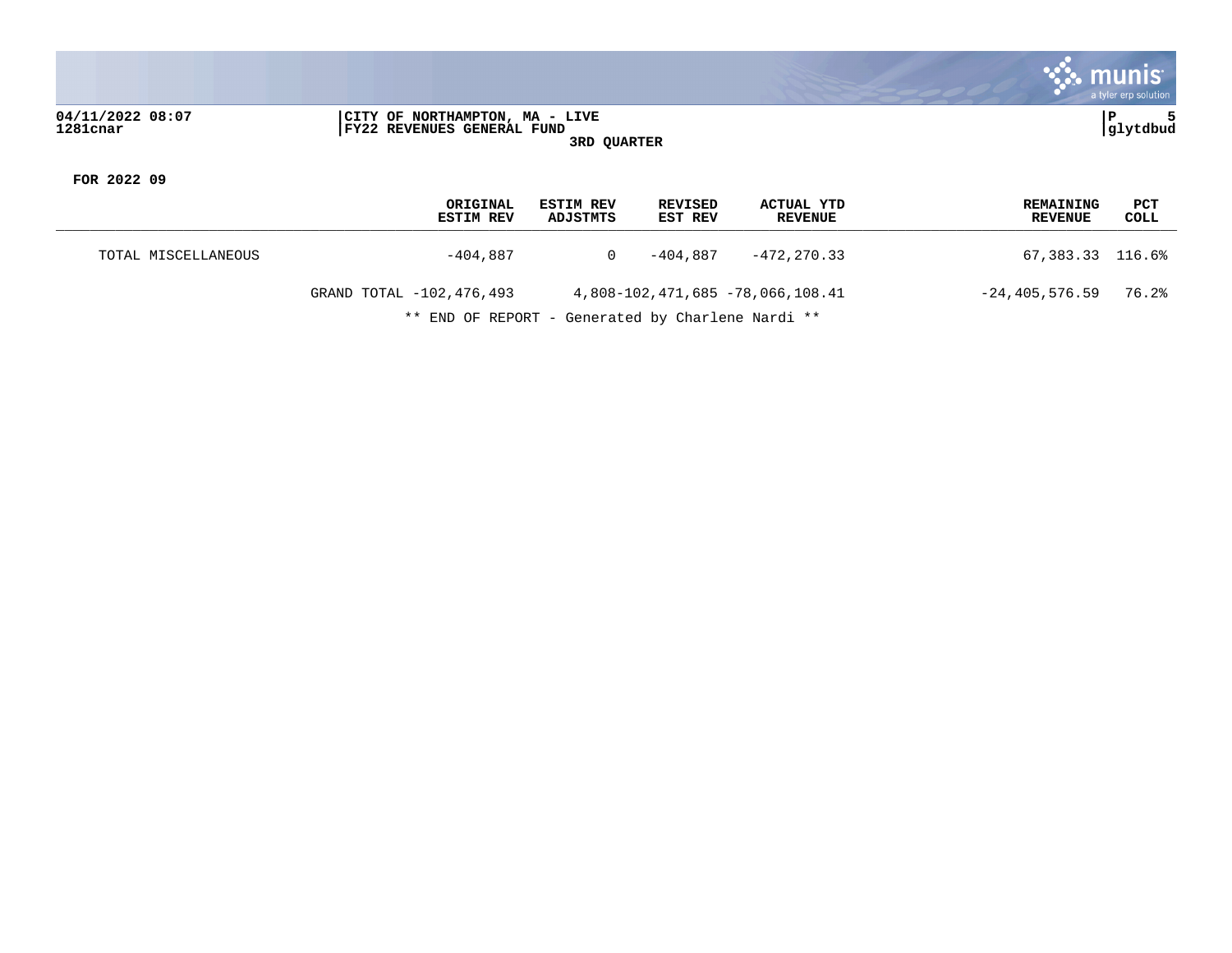04/11/2022 08:07 | CITY OF NORTHAMPTON, MA - LIVE
1281cnar | FY22 REVENUES GENERAL FUND

**3RD QUARTER**

**FOR 2022 09**

| | ORIGINAL ESTIM REV | ESTIM REV ADJSTMTS | REVISED EST REV | ACTUAL YTD REVENUE | REMAINING REVENUE | PCT COLL |
|---|---|---|---|---|---|---|
| TOTAL MISCELLANEOUS | -404,887 | 0 | -404,887 | -472,270.33 | 67,383.33 | 116.6% |
| GRAND TOTAL | -102,476,493 | 4,808 | -102,471,685 | -78,066,108.41 | -24,405,576.59 | 76.2% |

** END OF REPORT - Generated by Charlene Nardi **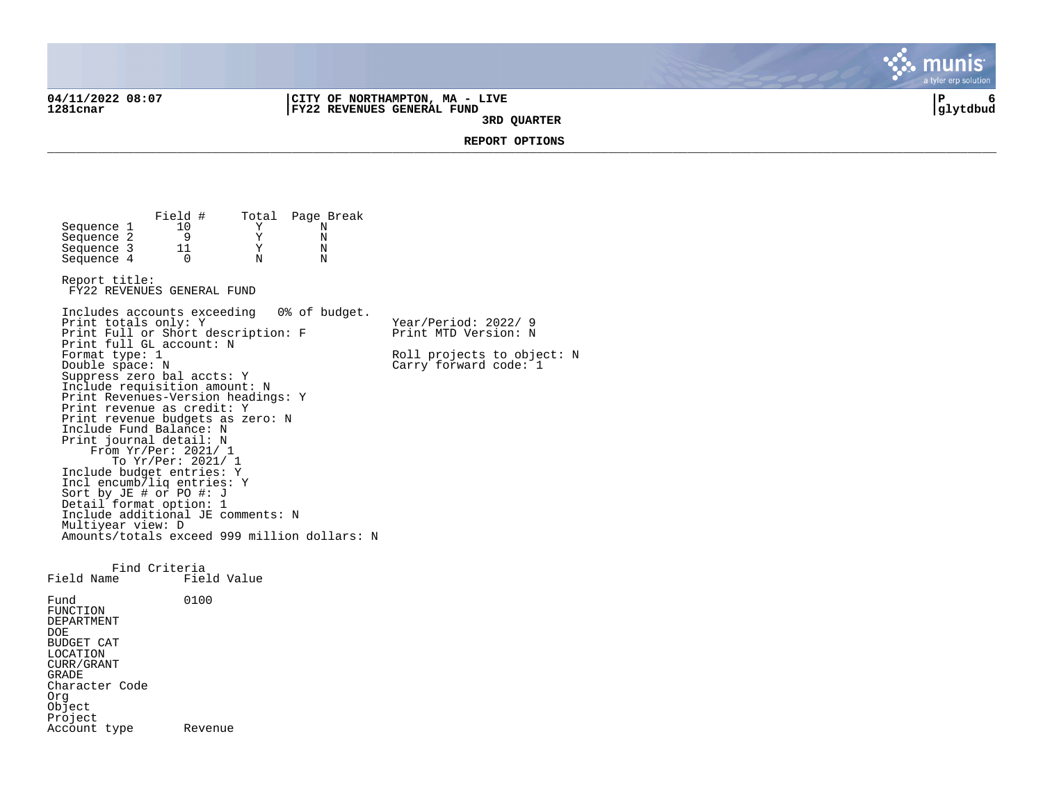# 3RD QUARTER

## REPORT OPTIONS

|  | Field # | Total | Page Break |
|---|---|---|---|
| Sequence 1 | 10 | Y | N |
| Sequence 2 | 9 | Y | N |
| Sequence 3 | 11 | Y | N |
| Sequence 4 | 0 | N | N |

Report title:
FY22 REVENUES GENERAL FUND

Includes accounts exceeding 0% of budget.
Print totals only: Y
Print Full or Short description: F
Print full GL account: N
Format type: 1
Double space: N
Suppress zero bal accts: Y
Include requisition amount: N
Print Revenues-Version headings: Y
Print revenue as credit: Y
Print revenue budgets as zero: N
Include Fund Balance: N
Print journal detail: N
From Yr/Per: 2021/ 1
To Yr/Per: 2021/ 1
Include budget entries: Y
Incl encumb/liq entries: Y
Sort by JE # or PO #: J
Detail format option: 1
Include additional JE comments: N
Multiyear view: D
Amounts/totals exceed 999 million dollars: N

Year/Period: 2022/ 9
Print MTD Version: N

Roll projects to object: N
Carry forward code: 1

Find Criteria

| Field Name | Field Value |
|---|---|
| Fund | 0100 |
| FUNCTION | |
| DEPARTMENT | |
| DOE | |
| BUDGET CAT | |
| LOCATION | |
| CURR/GRANT | |
| GRADE | |
| Character Code | |
| Org | |
| Object | |
| Project | |
| Account type | Revenue |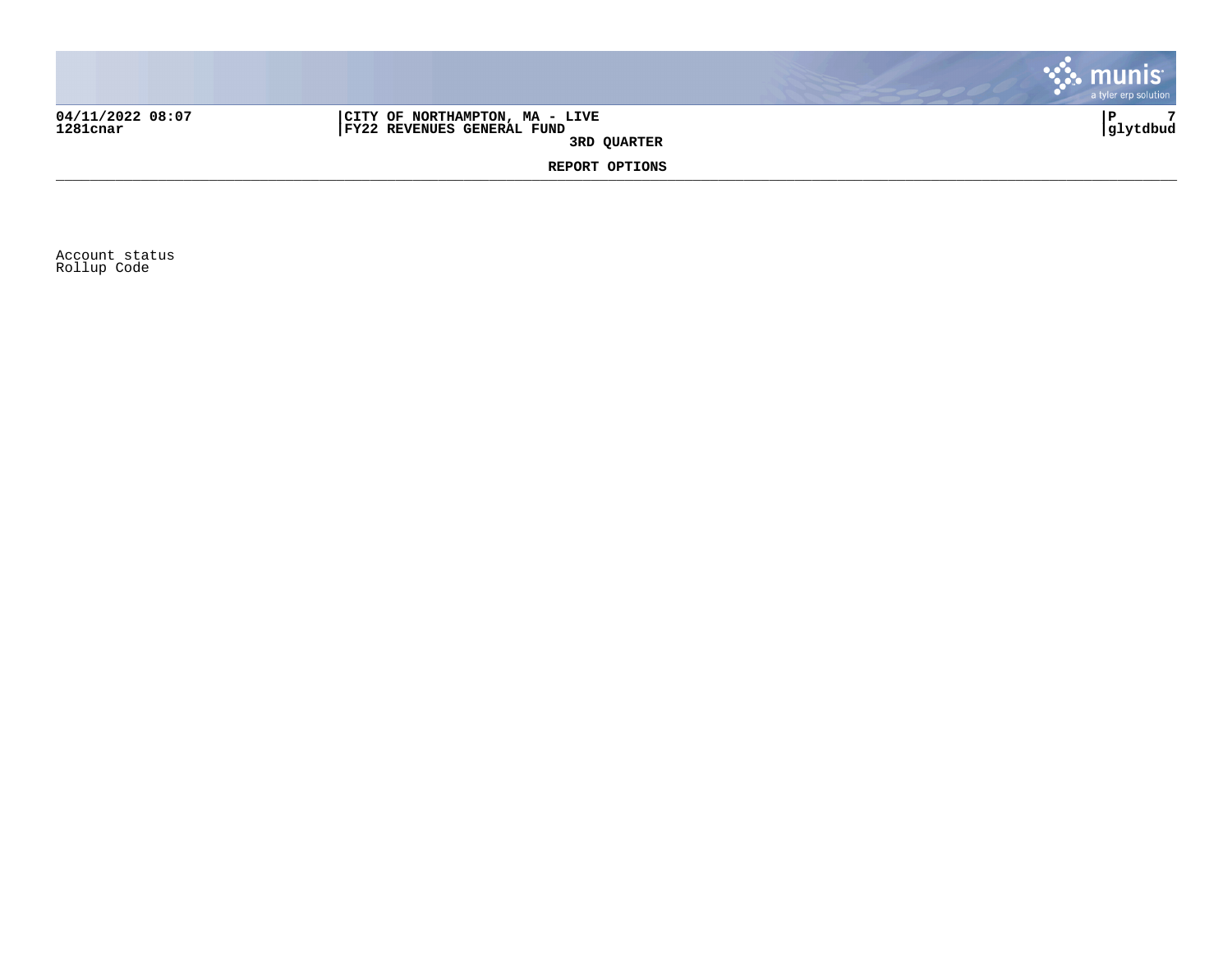## REPORT OPTIONS

Account status
Rollup Code